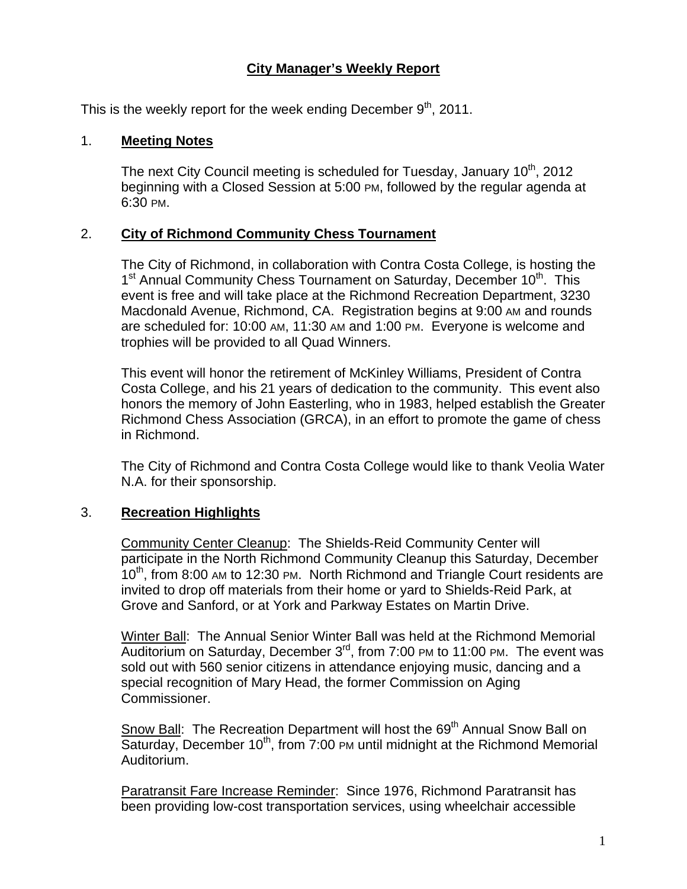# City Manager's Weekly Report

This is the weekly report for the week ending December 9th, 2011.

## 1. Meeting Notes

The next City Council meeting is scheduled for Tuesday, January 10th, 2012 beginning with a Closed Session at 5:00 PM, followed by the regular agenda at 6:30 PM.

## 2. City of Richmond Community Chess Tournament

The City of Richmond, in collaboration with Contra Costa College, is hosting the 1st Annual Community Chess Tournament on Saturday, December 10th. This event is free and will take place at the Richmond Recreation Department, 3230 Macdonald Avenue, Richmond, CA. Registration begins at 9:00 AM and rounds are scheduled for: 10:00 AM, 11:30 AM and 1:00 PM. Everyone is welcome and trophies will be provided to all Quad Winners.

This event will honor the retirement of McKinley Williams, President of Contra Costa College, and his 21 years of dedication to the community. This event also honors the memory of John Easterling, who in 1983, helped establish the Greater Richmond Chess Association (GRCA), in an effort to promote the game of chess in Richmond.

The City of Richmond and Contra Costa College would like to thank Veolia Water N.A. for their sponsorship.

## 3. Recreation Highlights

Community Center Cleanup: The Shields-Reid Community Center will participate in the North Richmond Community Cleanup this Saturday, December 10th, from 8:00 AM to 12:30 PM. North Richmond and Triangle Court residents are invited to drop off materials from their home or yard to Shields-Reid Park, at Grove and Sanford, or at York and Parkway Estates on Martin Drive.

Winter Ball: The Annual Senior Winter Ball was held at the Richmond Memorial Auditorium on Saturday, December 3rd, from 7:00 PM to 11:00 PM. The event was sold out with 560 senior citizens in attendance enjoying music, dancing and a special recognition of Mary Head, the former Commission on Aging Commissioner.

Snow Ball: The Recreation Department will host the 69th Annual Snow Ball on Saturday, December 10th, from 7:00 PM until midnight at the Richmond Memorial Auditorium.

Paratransit Fare Increase Reminder: Since 1976, Richmond Paratransit has been providing low-cost transportation services, using wheelchair accessible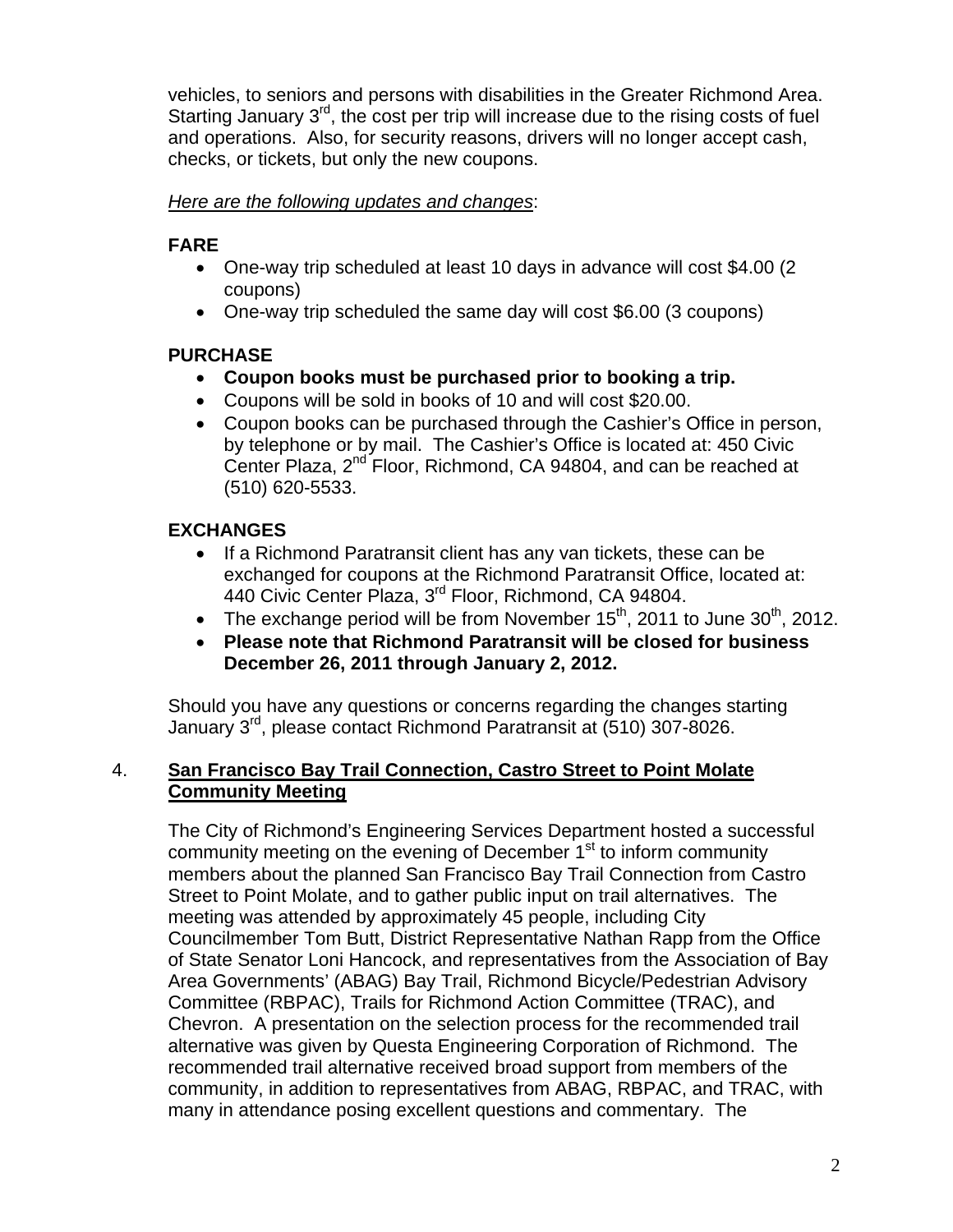vehicles, to seniors and persons with disabilities in the Greater Richmond Area. Starting January 3rd, the cost per trip will increase due to the rising costs of fuel and operations. Also, for security reasons, drivers will no longer accept cash, checks, or tickets, but only the new coupons.

*Here are the following updates and changes*:

**FARE**

- One-way trip scheduled at least 10 days in advance will cost $4.00 (2 coupons)
- One-way trip scheduled the same day will cost $6.00 (3 coupons)

**PURCHASE**

- **Coupon books must be purchased prior to booking a trip.**
- Coupons will be sold in books of 10 and will cost $20.00.
- Coupon books can be purchased through the Cashier's Office in person, by telephone or by mail. The Cashier's Office is located at: 450 Civic Center Plaza, 2nd Floor, Richmond, CA 94804, and can be reached at (510) 620-5533.

**EXCHANGES**

- If a Richmond Paratransit client has any van tickets, these can be exchanged for coupons at the Richmond Paratransit Office, located at: 440 Civic Center Plaza, 3rd Floor, Richmond, CA 94804.
- The exchange period will be from November 15th, 2011 to June 30th, 2012.
- **Please note that Richmond Paratransit will be closed for business December 26, 2011 through January 2, 2012.**

Should you have any questions or concerns regarding the changes starting January 3rd, please contact Richmond Paratransit at (510) 307-8026.

4. **San Francisco Bay Trail Connection, Castro Street to Point Molate Community Meeting**

The City of Richmond's Engineering Services Department hosted a successful community meeting on the evening of December 1st to inform community members about the planned San Francisco Bay Trail Connection from Castro Street to Point Molate, and to gather public input on trail alternatives. The meeting was attended by approximately 45 people, including City Councilmember Tom Butt, District Representative Nathan Rapp from the Office of State Senator Loni Hancock, and representatives from the Association of Bay Area Governments' (ABAG) Bay Trail, Richmond Bicycle/Pedestrian Advisory Committee (RBPAC), Trails for Richmond Action Committee (TRAC), and Chevron. A presentation on the selection process for the recommended trail alternative was given by Questa Engineering Corporation of Richmond. The recommended trail alternative received broad support from members of the community, in addition to representatives from ABAG, RBPAC, and TRAC, with many in attendance posing excellent questions and commentary. The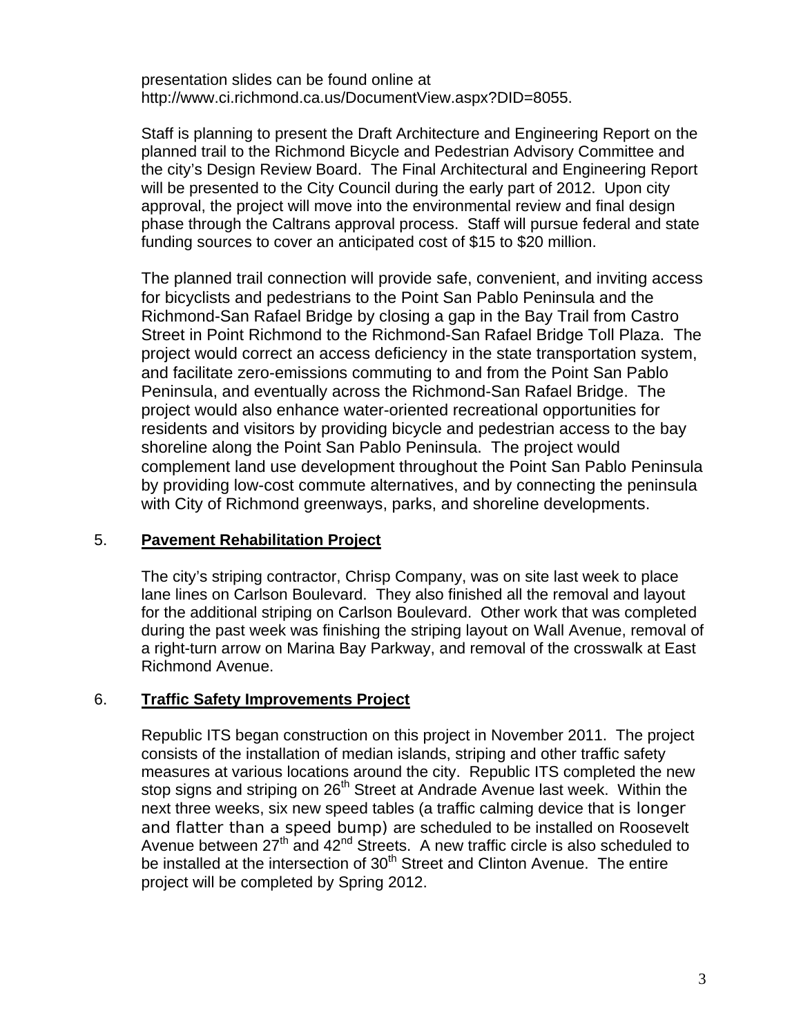presentation slides can be found online at http://www.ci.richmond.ca.us/DocumentView.aspx?DID=8055.

Staff is planning to present the Draft Architecture and Engineering Report on the planned trail to the Richmond Bicycle and Pedestrian Advisory Committee and the city's Design Review Board. The Final Architectural and Engineering Report will be presented to the City Council during the early part of 2012. Upon city approval, the project will move into the environmental review and final design phase through the Caltrans approval process. Staff will pursue federal and state funding sources to cover an anticipated cost of \$15 to \$20 million.

The planned trail connection will provide safe, convenient, and inviting access for bicyclists and pedestrians to the Point San Pablo Peninsula and the Richmond-San Rafael Bridge by closing a gap in the Bay Trail from Castro Street in Point Richmond to the Richmond-San Rafael Bridge Toll Plaza. The project would correct an access deficiency in the state transportation system, and facilitate zero-emissions commuting to and from the Point San Pablo Peninsula, and eventually across the Richmond-San Rafael Bridge. The project would also enhance water-oriented recreational opportunities for residents and visitors by providing bicycle and pedestrian access to the bay shoreline along the Point San Pablo Peninsula. The project would complement land use development throughout the Point San Pablo Peninsula by providing low-cost commute alternatives, and by connecting the peninsula with City of Richmond greenways, parks, and shoreline developments.

5. **Pavement Rehabilitation Project**

The city's striping contractor, Chrisp Company, was on site last week to place lane lines on Carlson Boulevard. They also finished all the removal and layout for the additional striping on Carlson Boulevard. Other work that was completed during the past week was finishing the striping layout on Wall Avenue, removal of a right-turn arrow on Marina Bay Parkway, and removal of the crosswalk at East Richmond Avenue.

6. **Traffic Safety Improvements Project**

Republic ITS began construction on this project in November 2011. The project consists of the installation of median islands, striping and other traffic safety measures at various locations around the city. Republic ITS completed the new stop signs and striping on 26th Street at Andrade Avenue last week. Within the next three weeks, six new speed tables (a traffic calming device that is longer and flatter than a speed bump) are scheduled to be installed on Roosevelt Avenue between 27th and 42nd Streets. A new traffic circle is also scheduled to be installed at the intersection of 30th Street and Clinton Avenue. The entire project will be completed by Spring 2012.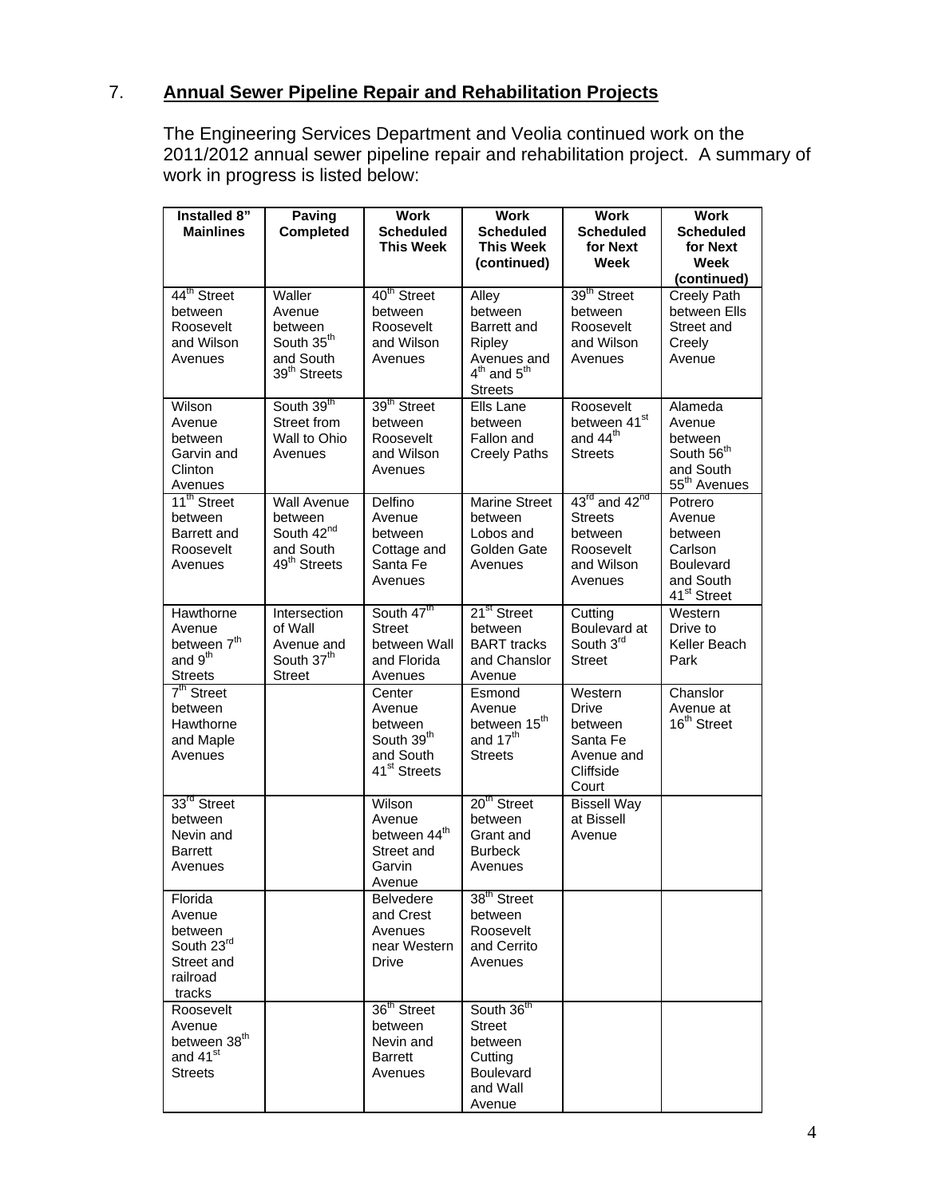## 7. **Annual Sewer Pipeline Repair and Rehabilitation Projects**

The Engineering Services Department and Veolia continued work on the 2011/2012 annual sewer pipeline repair and rehabilitation project. A summary of work in progress is listed below:

| Installed 8" Mainlines | Paving Completed | Work Scheduled This Week | Work Scheduled This Week (continued) | Work Scheduled for Next Week | Work Scheduled for Next Week (continued) |
|---|---|---|---|---|---|
| 44th Street between Roosevelt and Wilson Avenues | Waller Avenue between South 35th and South 39th Streets | 40th Street between Roosevelt and Wilson Avenues | Alley between Barrett and Ripley Avenues and 4th and 5th Streets | 39th Street between Roosevelt and Wilson Avenues | Creely Path between Ells Street and Creely Avenue |
| Wilson Avenue between Garvin and Clinton Avenues | South 39th Street from Wall to Ohio Avenues | 39th Street between Roosevelt and Wilson Avenues | Ells Lane between Fallon and Creely Paths | Roosevelt between 41st and 44th Streets | Alameda Avenue between South 56th and South 55th Avenues |
| 11th Street between Barrett and Roosevelt Avenues | Wall Avenue between South 42nd and South 49th Streets | Delfino Avenue between Cottage and Santa Fe Avenues | Marine Street between Lobos and Golden Gate Avenues | 43rd and 42nd Streets between Roosevelt and Wilson Avenues | Potrero Avenue between Carlson Boulevard and South 41st Street |
| Hawthorne Avenue between 7th and 9th Streets | Intersection of Wall Avenue and South 37th Street | South 47th Street between Wall and Florida Avenues | 21st Street between BART tracks and Chanslor Avenue | Cutting Boulevard at South 3rd Street | Western Drive to Keller Beach Park |
| 7th Street between Hawthorne and Maple Avenues | | Center Avenue between South 39th and South 41st Streets | Esmond Avenue between 15th and 17th Streets | Western Drive between Santa Fe Avenue and Cliffside Court | Chanslor Avenue at 16th Street |
| 33rd Street between Nevin and Barrett Avenues | | Wilson Avenue between 44th Street and Garvin Avenue | 20th Street between Grant and Burbeck Avenues | Bissell Way at Bissell Avenue | |
| Florida Avenue between South 23rd Street and railroad tracks | | Belvedere and Crest Avenues near Western Drive | 38th Street between Roosevelt and Cerrito Avenues | | |
| Roosevelt Avenue between 38th and 41st Streets | | 36th Street between Nevin and Barrett Avenues | South 36th Street between Cutting Boulevard and Wall Avenue | | |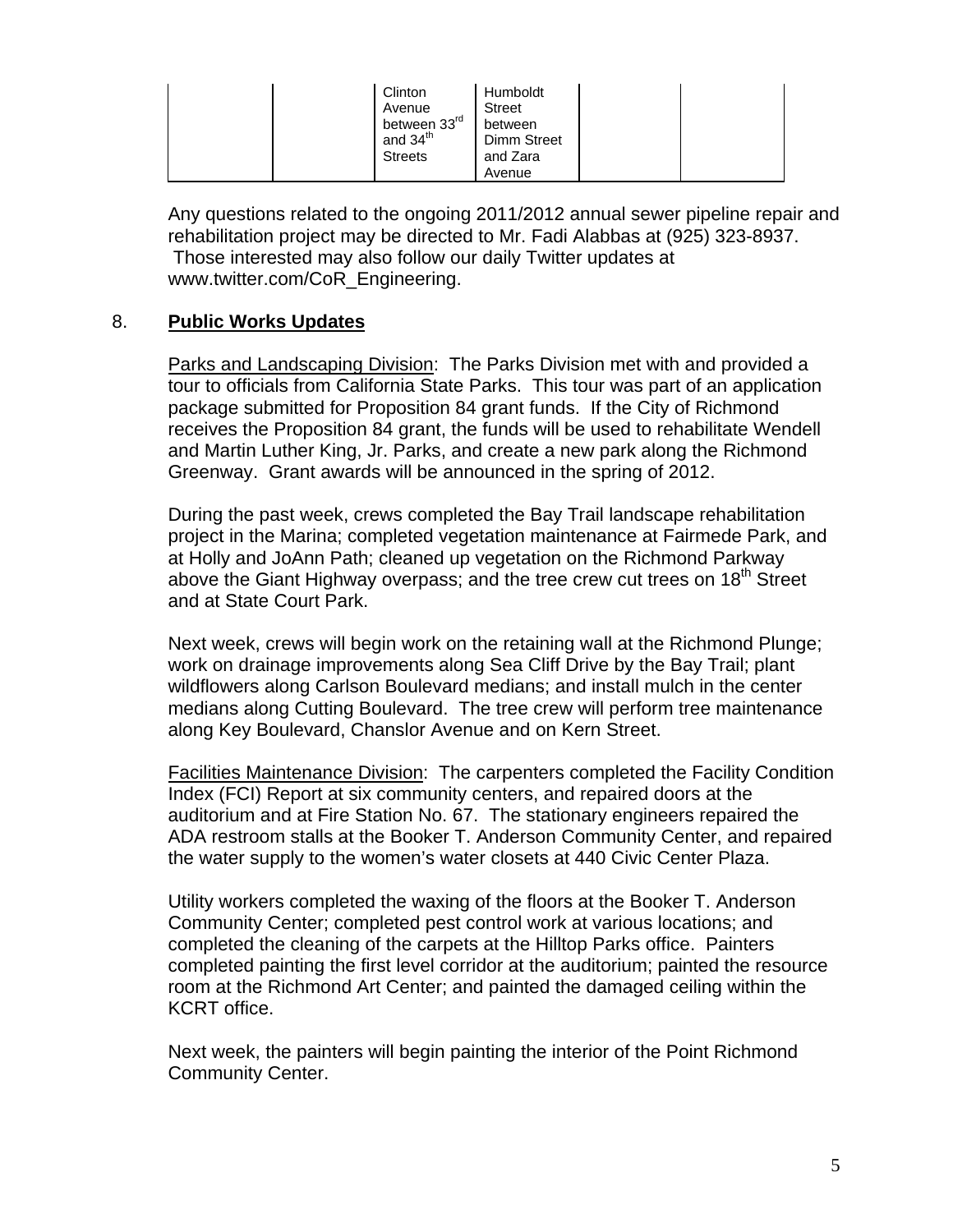|  |  | Clinton Avenue between 33rd and 34th Streets | Humboldt Street between Dimm Street and Zara Avenue |  |  |
|---|---|---|---|---|---|

Any questions related to the ongoing 2011/2012 annual sewer pipeline repair and rehabilitation project may be directed to Mr. Fadi Alabbas at (925) 323-8937. Those interested may also follow our daily Twitter updates at www.twitter.com/CoR_Engineering.

8. **Public Works Updates**

Parks and Landscaping Division: The Parks Division met with and provided a tour to officials from California State Parks. This tour was part of an application package submitted for Proposition 84 grant funds. If the City of Richmond receives the Proposition 84 grant, the funds will be used to rehabilitate Wendell and Martin Luther King, Jr. Parks, and create a new park along the Richmond Greenway. Grant awards will be announced in the spring of 2012.

During the past week, crews completed the Bay Trail landscape rehabilitation project in the Marina; completed vegetation maintenance at Fairmede Park, and at Holly and JoAnn Path; cleaned up vegetation on the Richmond Parkway above the Giant Highway overpass; and the tree crew cut trees on 18th Street and at State Court Park.

Next week, crews will begin work on the retaining wall at the Richmond Plunge; work on drainage improvements along Sea Cliff Drive by the Bay Trail; plant wildflowers along Carlson Boulevard medians; and install mulch in the center medians along Cutting Boulevard. The tree crew will perform tree maintenance along Key Boulevard, Chanslor Avenue and on Kern Street.

Facilities Maintenance Division: The carpenters completed the Facility Condition Index (FCI) Report at six community centers, and repaired doors at the auditorium and at Fire Station No. 67. The stationary engineers repaired the ADA restroom stalls at the Booker T. Anderson Community Center, and repaired the water supply to the women's water closets at 440 Civic Center Plaza.

Utility workers completed the waxing of the floors at the Booker T. Anderson Community Center; completed pest control work at various locations; and completed the cleaning of the carpets at the Hilltop Parks office. Painters completed painting the first level corridor at the auditorium; painted the resource room at the Richmond Art Center; and painted the damaged ceiling within the KCRT office.

Next week, the painters will begin painting the interior of the Point Richmond Community Center.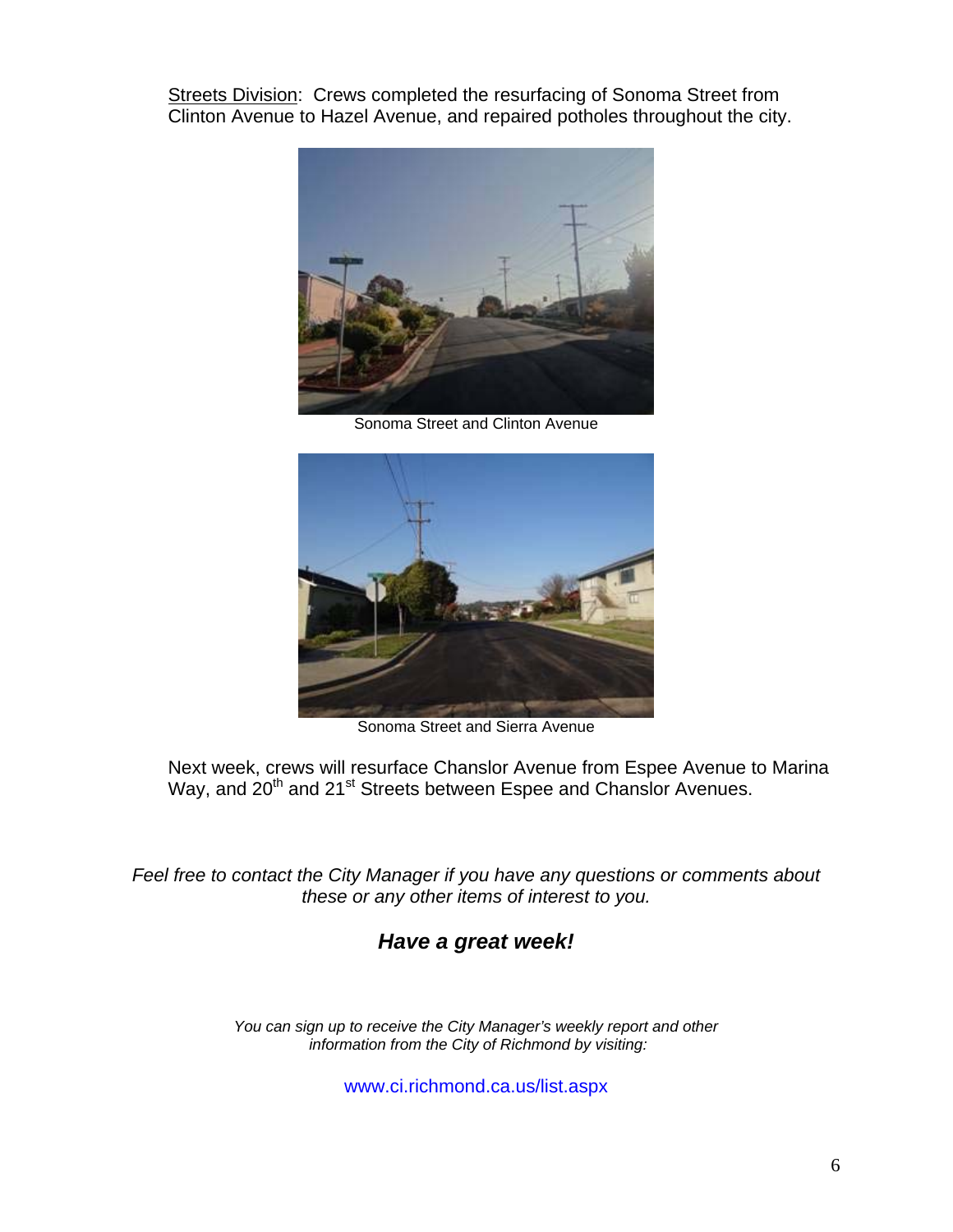Streets Division: Crews completed the resurfacing of Sonoma Street from Clinton Avenue to Hazel Avenue, and repaired potholes throughout the city.

Sonoma Street and Clinton Avenue

Sonoma Street and Sierra Avenue

Next week, crews will resurface Chanslor Avenue from Espee Avenue to Marina Way, and 20th and 21st Streets between Espee and Chanslor Avenues.

*Feel free to contact the City Manager if you have any questions or comments about these or any other items of interest to you.*

***Have a great week!***

*You can sign up to receive the City Manager's weekly report and other information from the City of Richmond by visiting:*

www.ci.richmond.ca.us/list.aspx